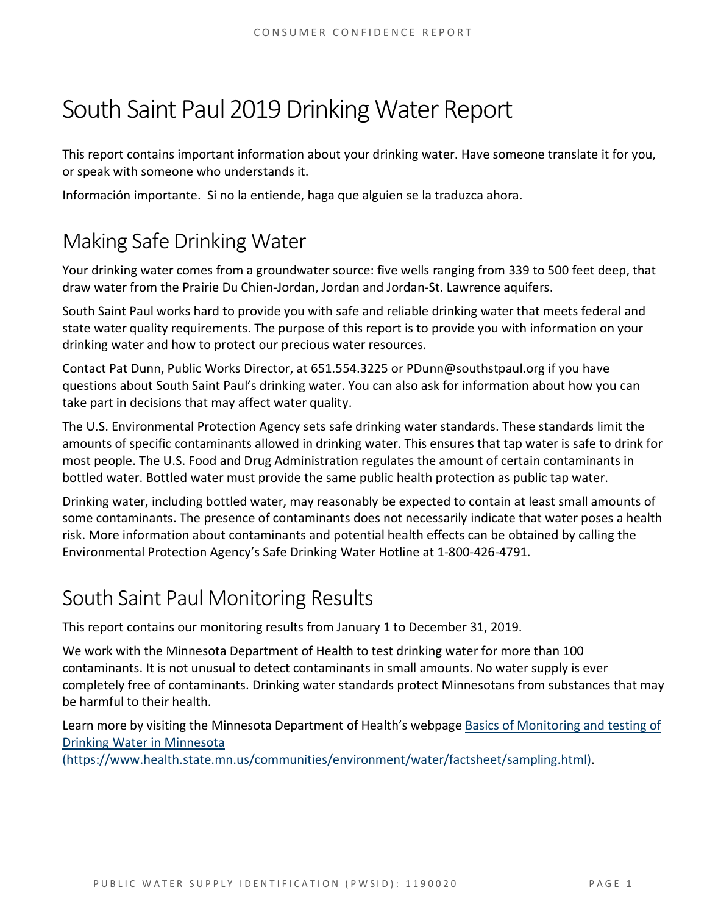# South Saint Paul 2019 Drinking Water Report

This report contains important information about your drinking water. Have someone translate it for you, or speak with someone who understands it.

Información importante. Si no la entiende, haga que alguien se la traduzca ahora.

## Making Safe Drinking Water

Your drinking water comes from a groundwater source: five wells ranging from 339 to 500 feet deep, that draw water from the Prairie Du Chien-Jordan, Jordan and Jordan-St. Lawrence aquifers.

South Saint Paul works hard to provide you with safe and reliable drinking water that meets federal and state water quality requirements. The purpose of this report is to provide you with information on your drinking water and how to protect our precious water resources.

Contact Pat Dunn, Public Works Director, at 651.554.3225 or PDunn@southstpaul.org if you have questions about South Saint Paul's drinking water. You can also ask for information about how you can take part in decisions that may affect water quality.

The U.S. Environmental Protection Agency sets safe drinking water standards. These standards limit the amounts of specific contaminants allowed in drinking water. This ensures that tap water is safe to drink for most people. The U.S. Food and Drug Administration regulates the amount of certain contaminants in bottled water. Bottled water must provide the same public health protection as public tap water.

Drinking water, including bottled water, may reasonably be expected to contain at least small amounts of some contaminants. The presence of contaminants does not necessarily indicate that water poses a health risk. More information about contaminants and potential health effects can be obtained by calling the Environmental Protection Agency's Safe Drinking Water Hotline at 1-800-426-4791.

## South Saint Paul Monitoring Results

This report contains our monitoring results from January 1 to December 31, 2019.

We work with the Minnesota Department of Health to test drinking water for more than 100 contaminants. It is not unusual to detect contaminants in small amounts. No water supply is ever completely free of contaminants. Drinking water standards protect Minnesotans from substances that may be harmful to their health.

Learn more by visiting the Minnesota Department of Health's webpage [Basics of Monitoring and testing of Drinking Water in Minnesota (https://www.health.state.mn.us/communities/environment/water/factsheet/sampling.html)](https://www.health.state.mn.us/communities/environment/water/factsheet/sampling.html).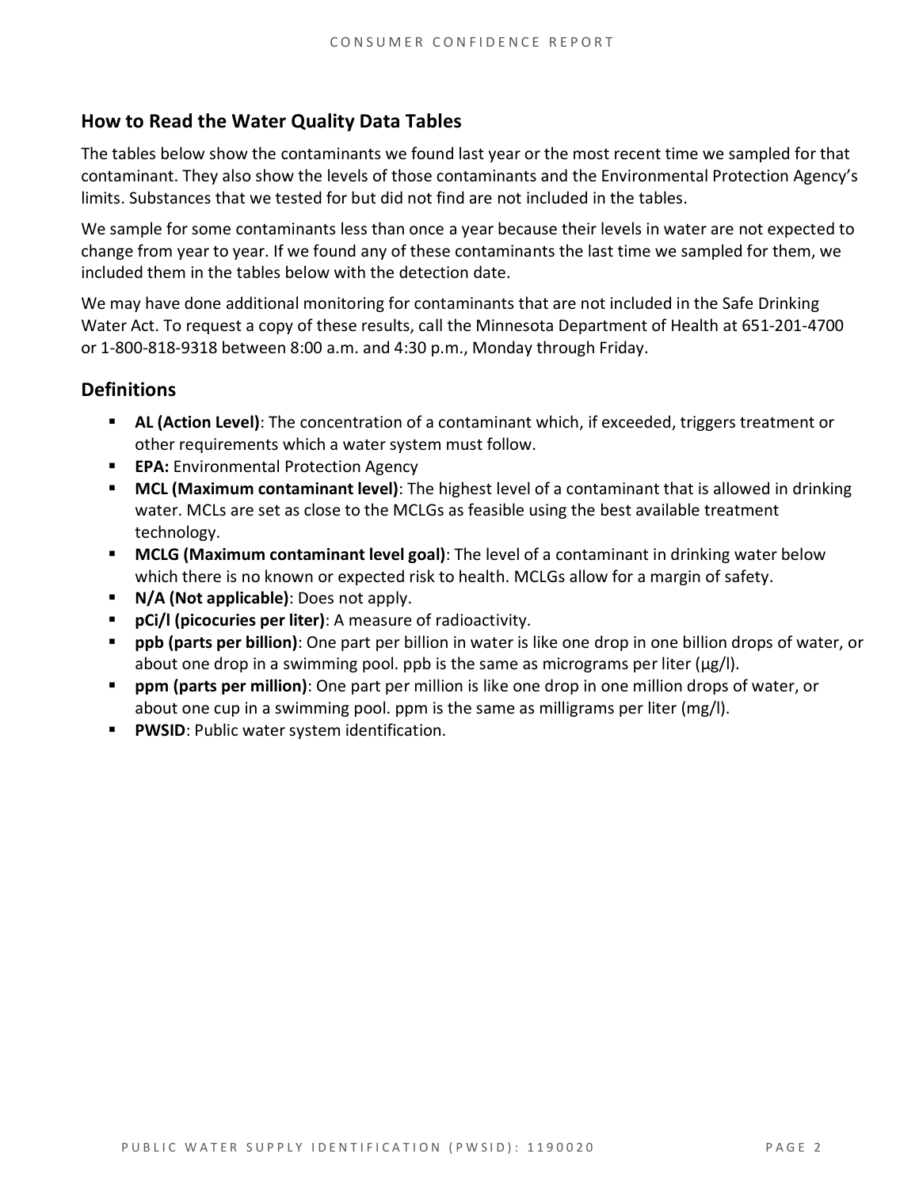## How to Read the Water Quality Data Tables

The tables below show the contaminants we found last year or the most recent time we sampled for that contaminant. They also show the levels of those contaminants and the Environmental Protection Agency's limits. Substances that we tested for but did not find are not included in the tables.

We sample for some contaminants less than once a year because their levels in water are not expected to change from year to year. If we found any of these contaminants the last time we sampled for them, we included them in the tables below with the detection date.

We may have done additional monitoring for contaminants that are not included in the Safe Drinking Water Act. To request a copy of these results, call the Minnesota Department of Health at 651-201-4700 or 1-800-818-9318 between 8:00 a.m. and 4:30 p.m., Monday through Friday.

## Definitions

- **AL (Action Level)**: The concentration of a contaminant which, if exceeded, triggers treatment or other requirements which a water system must follow.
- **EPA:** Environmental Protection Agency
- **MCL (Maximum contaminant level)**: The highest level of a contaminant that is allowed in drinking water. MCLs are set as close to the MCLGs as feasible using the best available treatment technology.
- **MCLG (Maximum contaminant level goal)**: The level of a contaminant in drinking water below which there is no known or expected risk to health. MCLGs allow for a margin of safety.
- **N/A (Not applicable)**: Does not apply.
- **pCi/l (picocuries per liter)**: A measure of radioactivity.
- **ppb (parts per billion)**: One part per billion in water is like one drop in one billion drops of water, or about one drop in a swimming pool. ppb is the same as micrograms per liter (μg/l).
- **ppm (parts per million)**: One part per million is like one drop in one million drops of water, or about one cup in a swimming pool. ppm is the same as milligrams per liter (mg/l).
- **PWSID**: Public water system identification.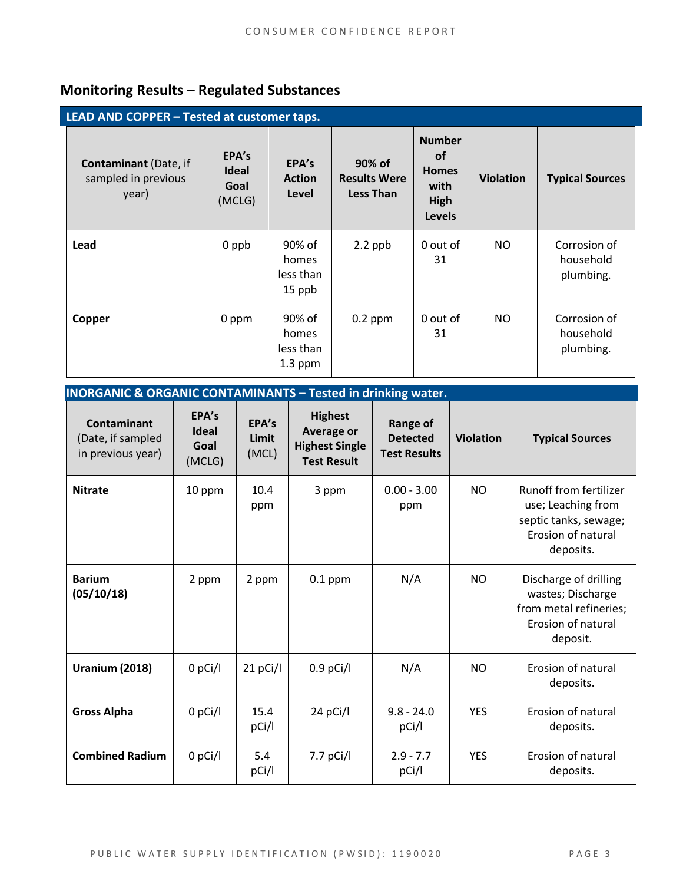## Monitoring Results – Regulated Substances

**LEAD AND COPPER – Tested at customer taps.**

| **Contaminant** (Date, if sampled in previous year) | **EPA's Ideal Goal** (MCLG) | **EPA's Action Level** | **90% of Results Were Less Than** | **Number of Homes with High Levels** | **Violation** | **Typical Sources** |
|---|---|---|---|---|---|---|
| **Lead** | 0 ppb | 90% of homes less than 15 ppb | 2.2 ppb | 0 out of 31 | NO | Corrosion of household plumbing. |
| **Copper** | 0 ppm | 90% of homes less than 1.3 ppm | 0.2 ppm | 0 out of 31 | NO | Corrosion of household plumbing. |

**INORGANIC & ORGANIC CONTAMINANTS – Tested in drinking water.**

| **Contaminant** (Date, if sampled in previous year) | **EPA's Ideal Goal** (MCLG) | **EPA's Limit** (MCL) | **Highest Average or Highest Single Test Result** | **Range of Detected Test Results** | **Violation** | **Typical Sources** |
|---|---|---|---|---|---|---|
| **Nitrate** | 10 ppm | 10.4 ppm | 3 ppm | 0.00 - 3.00 ppm | NO | Runoff from fertilizer use; Leaching from septic tanks, sewage; Erosion of natural deposits. |
| **Barium (05/10/18)** | 2 ppm | 2 ppm | 0.1 ppm | N/A | NO | Discharge of drilling wastes; Discharge from metal refineries; Erosion of natural deposit. |
| **Uranium (2018)** | 0 pCi/l | 21 pCi/l | 0.9 pCi/l | N/A | NO | Erosion of natural deposits. |
| **Gross Alpha** | 0 pCi/l | 15.4 pCi/l | 24 pCi/l | 9.8 - 24.0 pCi/l | YES | Erosion of natural deposits. |
| **Combined Radium** | 0 pCi/l | 5.4 pCi/l | 7.7 pCi/l | 2.9 - 7.7 pCi/l | YES | Erosion of natural deposits. |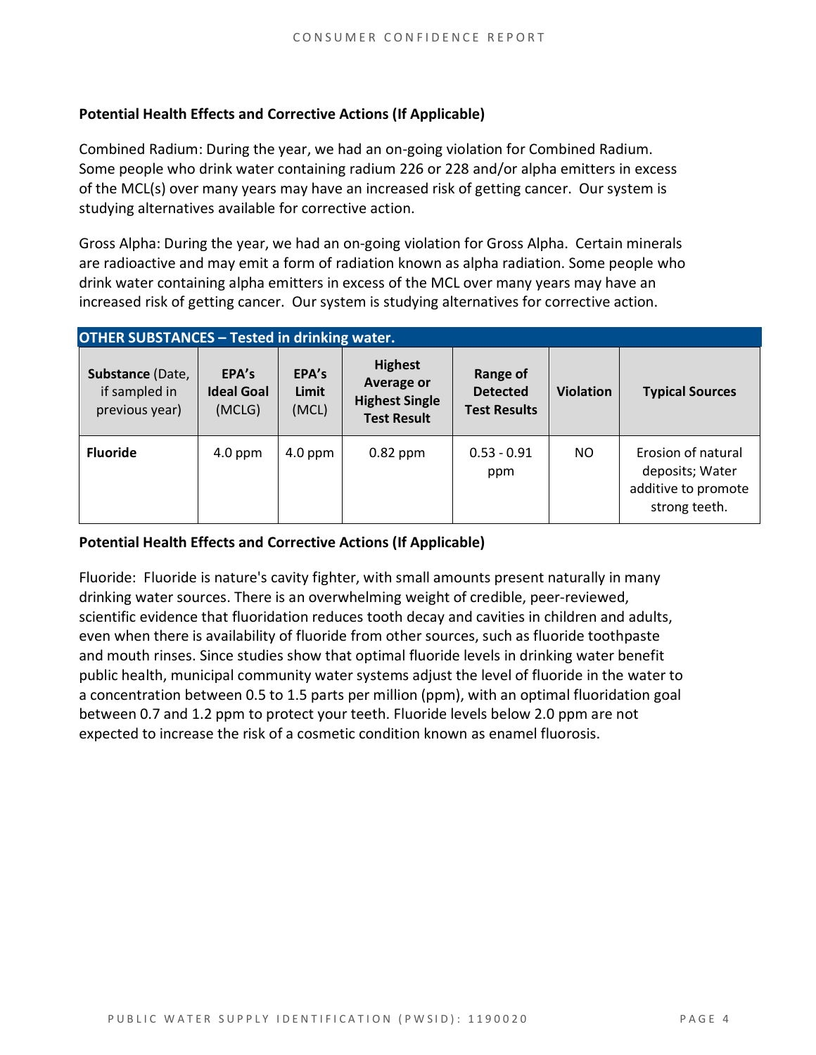**Potential Health Effects and Corrective Actions (If Applicable)**

Combined Radium: During the year, we had an on-going violation for Combined Radium. Some people who drink water containing radium 226 or 228 and/or alpha emitters in excess of the MCL(s) over many years may have an increased risk of getting cancer. Our system is studying alternatives available for corrective action.

Gross Alpha: During the year, we had an on-going violation for Gross Alpha. Certain minerals are radioactive and may emit a form of radiation known as alpha radiation. Some people who drink water containing alpha emitters in excess of the MCL over many years may have an increased risk of getting cancer. Our system is studying alternatives for corrective action.

**OTHER SUBSTANCES – Tested in drinking water.**

| **Substance** (Date, if sampled in previous year) | **EPA's Ideal Goal** (MCLG) | **EPA's Limit** (MCL) | **Highest Average or Highest Single Test Result** | **Range of Detected Test Results** | **Violation** | **Typical Sources** |
|---|---|---|---|---|---|---|
| **Fluoride** | 4.0 ppm | 4.0 ppm | 0.82 ppm | 0.53 - 0.91 ppm | NO | Erosion of natural deposits; Water additive to promote strong teeth. |

**Potential Health Effects and Corrective Actions (If Applicable)**

Fluoride: Fluoride is nature's cavity fighter, with small amounts present naturally in many drinking water sources. There is an overwhelming weight of credible, peer-reviewed, scientific evidence that fluoridation reduces tooth decay and cavities in children and adults, even when there is availability of fluoride from other sources, such as fluoride toothpaste and mouth rinses. Since studies show that optimal fluoride levels in drinking water benefit public health, municipal community water systems adjust the level of fluoride in the water to a concentration between 0.5 to 1.5 parts per million (ppm), with an optimal fluoridation goal between 0.7 and 1.2 ppm to protect your teeth. Fluoride levels below 2.0 ppm are not expected to increase the risk of a cosmetic condition known as enamel fluorosis.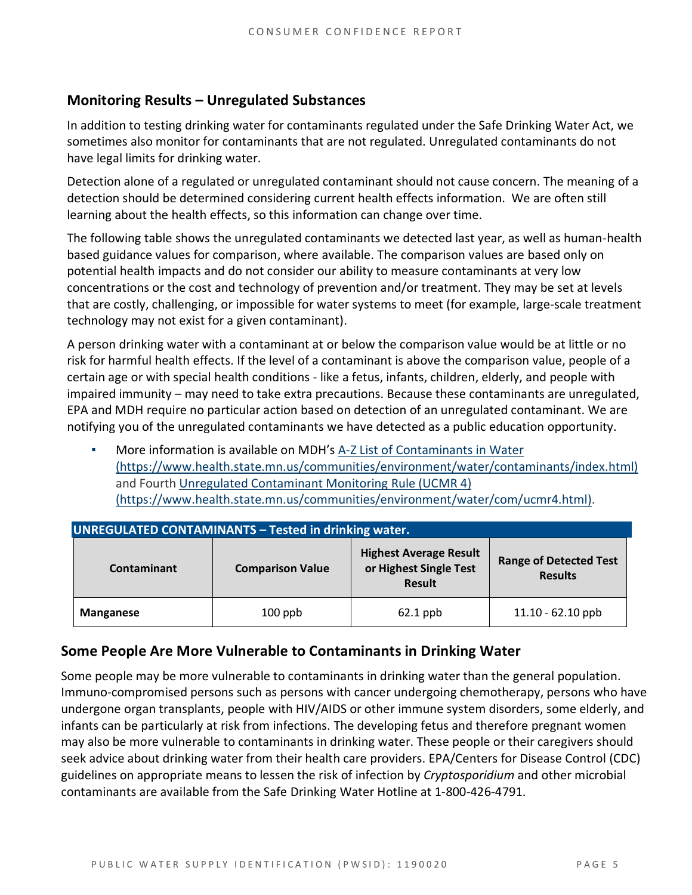## Monitoring Results – Unregulated Substances

In addition to testing drinking water for contaminants regulated under the Safe Drinking Water Act, we sometimes also monitor for contaminants that are not regulated. Unregulated contaminants do not have legal limits for drinking water.

Detection alone of a regulated or unregulated contaminant should not cause concern. The meaning of a detection should be determined considering current health effects information. We are often still learning about the health effects, so this information can change over time.

The following table shows the unregulated contaminants we detected last year, as well as human-health based guidance values for comparison, where available. The comparison values are based only on potential health impacts and do not consider our ability to measure contaminants at very low concentrations or the cost and technology of prevention and/or treatment. They may be set at levels that are costly, challenging, or impossible for water systems to meet (for example, large-scale treatment technology may not exist for a given contaminant).

A person drinking water with a contaminant at or below the comparison value would be at little or no risk for harmful health effects. If the level of a contaminant is above the comparison value, people of a certain age or with special health conditions - like a fetus, infants, children, elderly, and people with impaired immunity – may need to take extra precautions. Because these contaminants are unregulated, EPA and MDH require no particular action based on detection of an unregulated contaminant. We are notifying you of the unregulated contaminants we have detected as a public education opportunity.

- More information is available on MDH's A-Z List of Contaminants in Water (https://www.health.state.mn.us/communities/environment/water/contaminants/index.html) and Fourth Unregulated Contaminant Monitoring Rule (UCMR 4) (https://www.health.state.mn.us/communities/environment/water/com/ucmr4.html).

**UNREGULATED CONTAMINANTS – Tested in drinking water.**

| Contaminant | Comparison Value | Highest Average Result or Highest Single Test Result | Range of Detected Test Results |
|---|---|---|---|
| **Manganese** | 100 ppb | 62.1 ppb | 11.10 - 62.10 ppb |

## Some People Are More Vulnerable to Contaminants in Drinking Water

Some people may be more vulnerable to contaminants in drinking water than the general population. Immuno-compromised persons such as persons with cancer undergoing chemotherapy, persons who have undergone organ transplants, people with HIV/AIDS or other immune system disorders, some elderly, and infants can be particularly at risk from infections. The developing fetus and therefore pregnant women may also be more vulnerable to contaminants in drinking water. These people or their caregivers should seek advice about drinking water from their health care providers. EPA/Centers for Disease Control (CDC) guidelines on appropriate means to lessen the risk of infection by *Cryptosporidium* and other microbial contaminants are available from the Safe Drinking Water Hotline at 1-800-426-4791.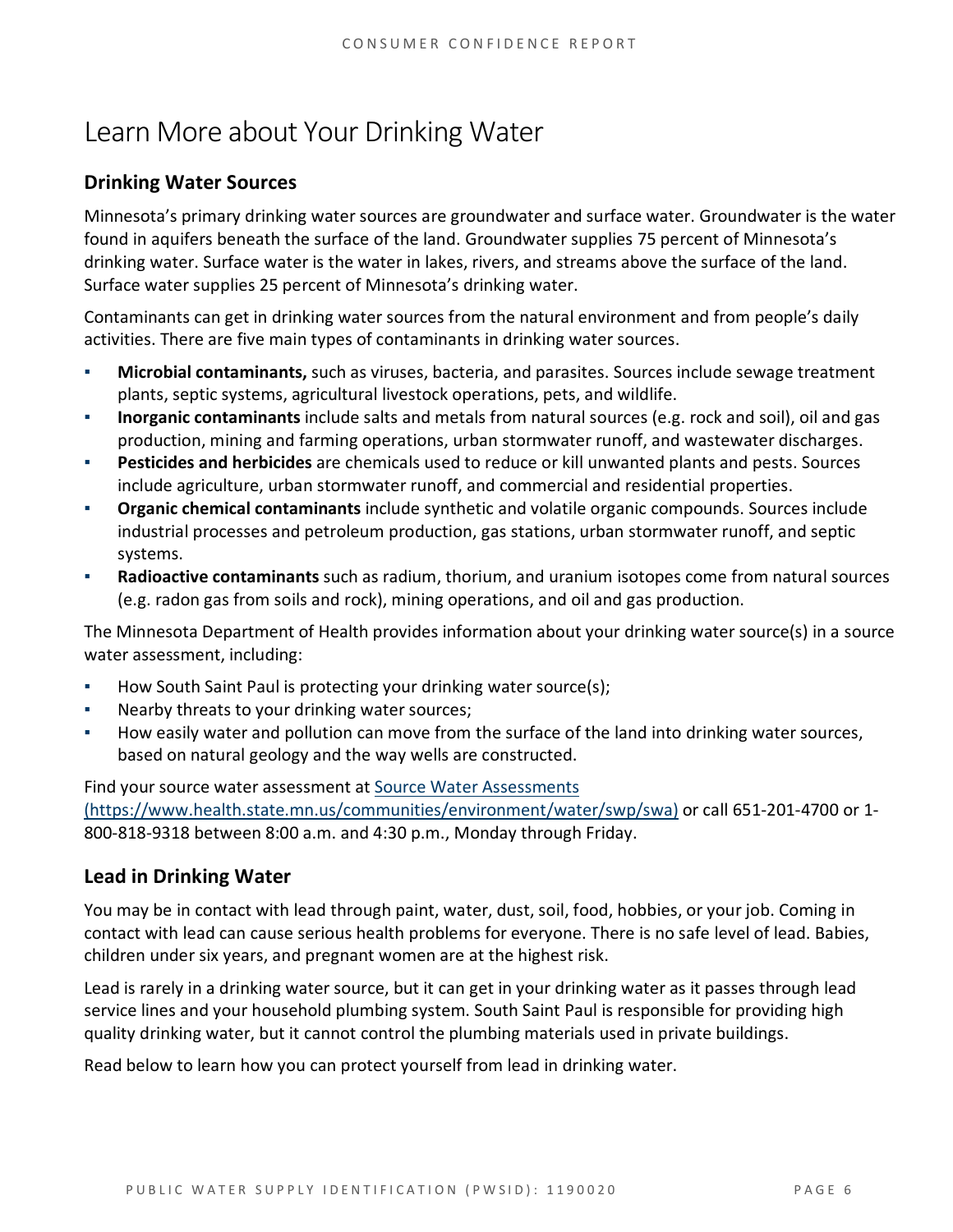# Learn More about Your Drinking Water

## Drinking Water Sources

Minnesota's primary drinking water sources are groundwater and surface water. Groundwater is the water found in aquifers beneath the surface of the land. Groundwater supplies 75 percent of Minnesota's drinking water. Surface water is the water in lakes, rivers, and streams above the surface of the land. Surface water supplies 25 percent of Minnesota's drinking water.

Contaminants can get in drinking water sources from the natural environment and from people's daily activities. There are five main types of contaminants in drinking water sources.

- **Microbial contaminants,** such as viruses, bacteria, and parasites. Sources include sewage treatment plants, septic systems, agricultural livestock operations, pets, and wildlife.
- **Inorganic contaminants** include salts and metals from natural sources (e.g. rock and soil), oil and gas production, mining and farming operations, urban stormwater runoff, and wastewater discharges.
- **Pesticides and herbicides** are chemicals used to reduce or kill unwanted plants and pests. Sources include agriculture, urban stormwater runoff, and commercial and residential properties.
- **Organic chemical contaminants** include synthetic and volatile organic compounds. Sources include industrial processes and petroleum production, gas stations, urban stormwater runoff, and septic systems.
- **Radioactive contaminants** such as radium, thorium, and uranium isotopes come from natural sources (e.g. radon gas from soils and rock), mining operations, and oil and gas production.

The Minnesota Department of Health provides information about your drinking water source(s) in a source water assessment, including:

- How South Saint Paul is protecting your drinking water source(s);
- Nearby threats to your drinking water sources;
- How easily water and pollution can move from the surface of the land into drinking water sources, based on natural geology and the way wells are constructed.

Find your source water assessment at [Source Water Assessments (https://www.health.state.mn.us/communities/environment/water/swp/swa)](https://www.health.state.mn.us/communities/environment/water/swp/swa) or call 651-201-4700 or 1-800-818-9318 between 8:00 a.m. and 4:30 p.m., Monday through Friday.

## Lead in Drinking Water

You may be in contact with lead through paint, water, dust, soil, food, hobbies, or your job. Coming in contact with lead can cause serious health problems for everyone. There is no safe level of lead. Babies, children under six years, and pregnant women are at the highest risk.

Lead is rarely in a drinking water source, but it can get in your drinking water as it passes through lead service lines and your household plumbing system. South Saint Paul is responsible for providing high quality drinking water, but it cannot control the plumbing materials used in private buildings.

Read below to learn how you can protect yourself from lead in drinking water.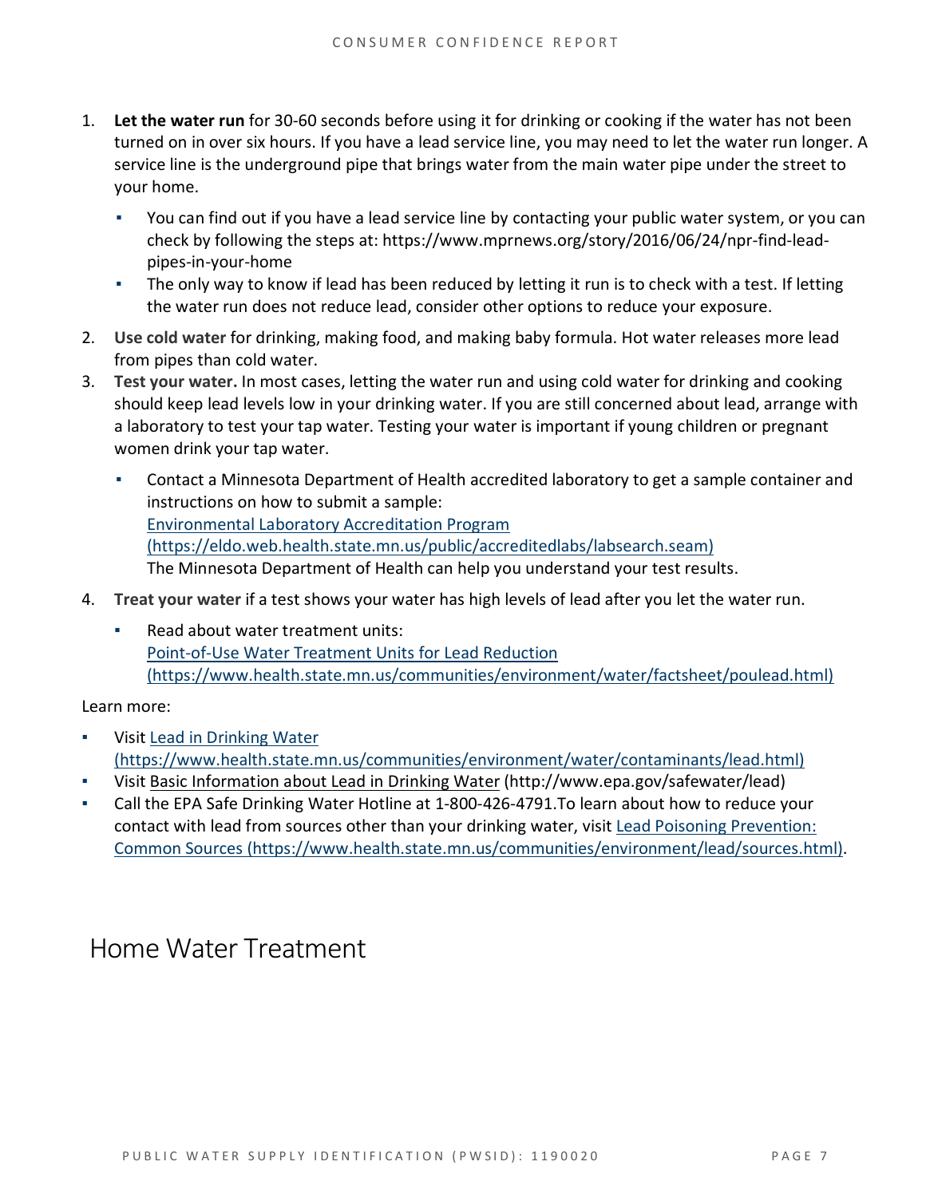1. **Let the water run** for 30-60 seconds before using it for drinking or cooking if the water has not been turned on in over six hours. If you have a lead service line, you may need to let the water run longer. A service line is the underground pipe that brings water from the main water pipe under the street to your home.
   - You can find out if you have a lead service line by contacting your public water system, or you can check by following the steps at: https://www.mprnews.org/story/2016/06/24/npr-find-lead-pipes-in-your-home
   - The only way to know if lead has been reduced by letting it run is to check with a test. If letting the water run does not reduce lead, consider other options to reduce your exposure.
2. **Use cold water** for drinking, making food, and making baby formula. Hot water releases more lead from pipes than cold water.
3. **Test your water.** In most cases, letting the water run and using cold water for drinking and cooking should keep lead levels low in your drinking water. If you are still concerned about lead, arrange with a laboratory to test your tap water. Testing your water is important if young children or pregnant women drink your tap water.
   - Contact a Minnesota Department of Health accredited laboratory to get a sample container and instructions on how to submit a sample:
     [Environmental Laboratory Accreditation Program (https://eldo.web.health.state.mn.us/public/accreditedlabs/labsearch.seam)](https://eldo.web.health.state.mn.us/public/accreditedlabs/labsearch.seam)
     The Minnesota Department of Health can help you understand your test results.
4. **Treat your water** if a test shows your water has high levels of lead after you let the water run.
   - Read about water treatment units:
     [Point-of-Use Water Treatment Units for Lead Reduction (https://www.health.state.mn.us/communities/environment/water/factsheet/poulead.html)](https://www.health.state.mn.us/communities/environment/water/factsheet/poulead.html)

Learn more:

- Visit [Lead in Drinking Water (https://www.health.state.mn.us/communities/environment/water/contaminants/lead.html)](https://www.health.state.mn.us/communities/environment/water/contaminants/lead.html)
- Visit Basic Information about Lead in Drinking Water (http://www.epa.gov/safewater/lead)
- Call the EPA Safe Drinking Water Hotline at 1-800-426-4791.To learn about how to reduce your contact with lead from sources other than your drinking water, visit [Lead Poisoning Prevention: Common Sources (https://www.health.state.mn.us/communities/environment/lead/sources.html)](https://www.health.state.mn.us/communities/environment/lead/sources.html).

# Home Water Treatment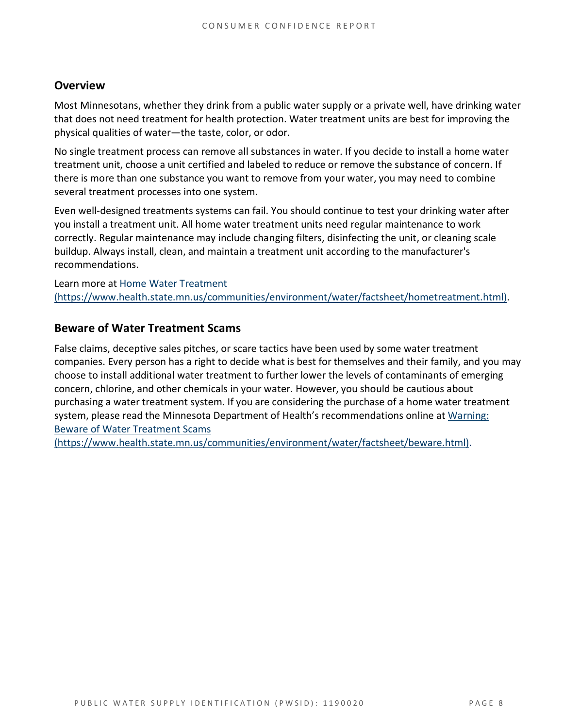## Overview

Most Minnesotans, whether they drink from a public water supply or a private well, have drinking water that does not need treatment for health protection. Water treatment units are best for improving the physical qualities of water—the taste, color, or odor.

No single treatment process can remove all substances in water. If you decide to install a home water treatment unit, choose a unit certified and labeled to reduce or remove the substance of concern. If there is more than one substance you want to remove from your water, you may need to combine several treatment processes into one system.

Even well-designed treatments systems can fail. You should continue to test your drinking water after you install a treatment unit. All home water treatment units need regular maintenance to work correctly. Regular maintenance may include changing filters, disinfecting the unit, or cleaning scale buildup. Always install, clean, and maintain a treatment unit according to the manufacturer's recommendations.

Learn more at [Home Water Treatment (https://www.health.state.mn.us/communities/environment/water/factsheet/hometreatment.html)](https://www.health.state.mn.us/communities/environment/water/factsheet/hometreatment.html).

## Beware of Water Treatment Scams

False claims, deceptive sales pitches, or scare tactics have been used by some water treatment companies. Every person has a right to decide what is best for themselves and their family, and you may choose to install additional water treatment to further lower the levels of contaminants of emerging concern, chlorine, and other chemicals in your water. However, you should be cautious about purchasing a water treatment system. If you are considering the purchase of a home water treatment system, please read the Minnesota Department of Health's recommendations online at [Warning: Beware of Water Treatment Scams (https://www.health.state.mn.us/communities/environment/water/factsheet/beware.html)](https://www.health.state.mn.us/communities/environment/water/factsheet/beware.html).